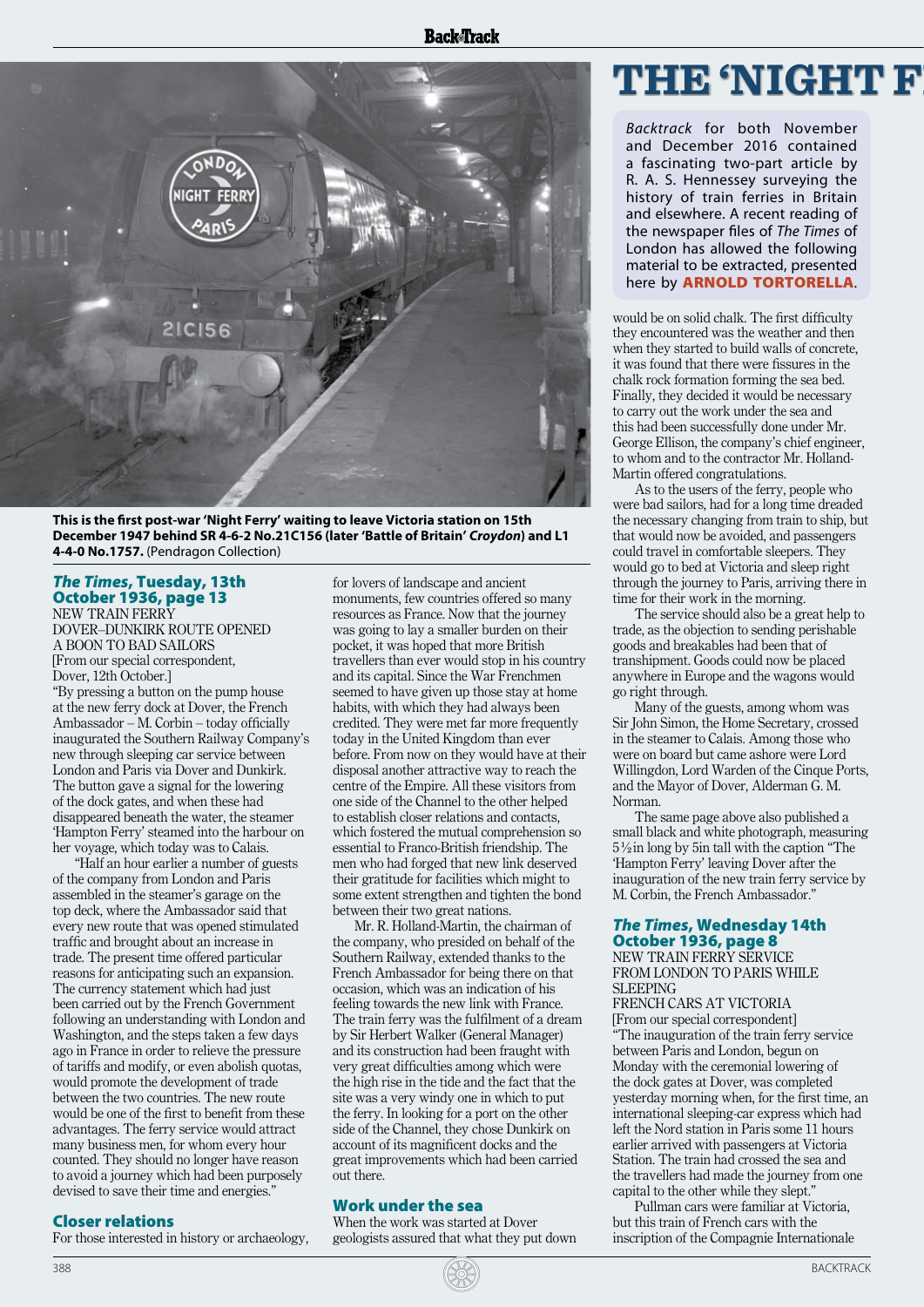# THE 'NIGHT F

*Backtrack* for both November and December 2016 contained a fascinating two-part article by R. A. S. Hennessey surveying the history of train ferries in Britain and elsewhere. A recent reading of the newspaper files of *The Times* of London has allowed the following material to be extracted, presented here by **ARNOLD TORTORELLA**.

**This is the first post-war 'Night Ferry' waiting to leave Victoria station on 15th December 1947 behind SR 4-6-2 No.21C156 (later 'Battle of Britain' *Croydon*) and L1 4-4-0 No.1757.** (Pendragon Collection)

## *The Times*, Tuesday, 13th October 1936, page 13

NEW TRAIN FERRY
DOVER–DUNKIRK ROUTE OPENED
A BOON TO BAD SAILORS
[From our special correspondent,
Dover, 12th October.]

"By pressing a button on the pump house at the new ferry dock at Dover, the French Ambassador – M. Corbin – today officially inaugurated the Southern Railway Company's new through sleeping car service between London and Paris via Dover and Dunkirk. The button gave a signal for the lowering of the dock gates, and when these had disappeared beneath the water, the steamer 'Hampton Ferry' steamed into the harbour on her voyage, which today was to Calais.

"Half an hour earlier a number of guests of the company from London and Paris assembled in the steamer's garage on the top deck, where the Ambassador said that every new route that was opened stimulated traffic and brought about an increase in trade. The present time offered particular reasons for anticipating such an expansion. The currency statement which had just been carried out by the French Government following an understanding with London and Washington, and the steps taken a few days ago in France in order to relieve the pressure of tariffs and modify, or even abolish quotas, would promote the development of trade between the two countries. The new route would be one of the first to benefit from these advantages. The ferry service would attract many business men, for whom every hour counted. They should no longer have reason to avoid a journey which had been purposely devised to save their time and energies."

### Closer relations

For those interested in history or archaeology, for lovers of landscape and ancient monuments, few countries offered so many resources as France. Now that the journey was going to lay a smaller burden on their pocket, it was hoped that more British travellers than ever would stop in his country and its capital. Since the War Frenchmen seemed to have given up those stay at home habits, with which they had always been credited. They were met far more frequently today in the United Kingdom than ever before. From now on they would have at their disposal another attractive way to reach the centre of the Empire. All these visitors from one side of the Channel to the other helped to establish closer relations and contacts, which fostered the mutual comprehension so essential to Franco-British friendship. The men who had forged that new link deserved their gratitude for facilities which might to some extent strengthen and tighten the bond between their two great nations.

Mr. R. Holland-Martin, the chairman of the company, who presided on behalf of the Southern Railway, extended thanks to the French Ambassador for being there on that occasion, which was an indication of his feeling towards the new link with France. The train ferry was the fulfilment of a dream by Sir Herbert Walker (General Manager) and its construction had been fraught with very great difficulties among which were the high rise in the tide and the fact that the site was a very windy one in which to put the ferry. In looking for a port on the other side of the Channel, they chose Dunkirk on account of its magnificent docks and the great improvements which had been carried out there.

### Work under the sea

When the work was started at Dover geologists assured that what they put down would be on solid chalk. The first difficulty they encountered was the weather and then when they started to build walls of concrete, it was found that there were fissures in the chalk rock formation forming the sea bed. Finally, they decided it would be necessary to carry out the work under the sea and this had been successfully done under Mr. George Ellison, the company's chief engineer, to whom and to the contractor Mr. Holland-Martin offered congratulations.

As to the users of the ferry, people who were bad sailors, had for a long time dreaded the necessary changing from train to ship, but that would now be avoided, and passengers could travel in comfortable sleepers. They would go to bed at Victoria and sleep right through the journey to Paris, arriving there in time for their work in the morning.

The service should also be a great help to trade, as the objection to sending perishable goods and breakables had been that of transhipment. Goods could now be placed anywhere in Europe and the wagons would go right through.

Many of the guests, among whom was Sir John Simon, the Home Secretary, crossed in the steamer to Calais. Among those who were on board but came ashore were Lord Willingdon, Lord Warden of the Cinque Ports, and the Mayor of Dover, Alderman G. M. Norman.

The same page above also published a small black and white photograph, measuring 5½in long by 5in tall with the caption "The 'Hampton Ferry' leaving Dover after the inauguration of the new train ferry service by M. Corbin, the French Ambassador."

## *The Times*, Wednesday 14th October 1936, page 8

NEW TRAIN FERRY SERVICE
FROM LONDON TO PARIS WHILE SLEEPING
FRENCH CARS AT VICTORIA
[From our special correspondent]

"The inauguration of the train ferry service between Paris and London, begun on Monday with the ceremonial lowering of the dock gates at Dover, was completed yesterday morning when, for the first time, an international sleeping-car express which had left the Nord station in Paris some 11 hours earlier arrived with passengers at Victoria Station. The train had crossed the sea and the travellers had made the journey from one capital to the other while they slept."

Pullman cars were familiar at Victoria, but this train of French cars with the inscription of the Compagnie Internationale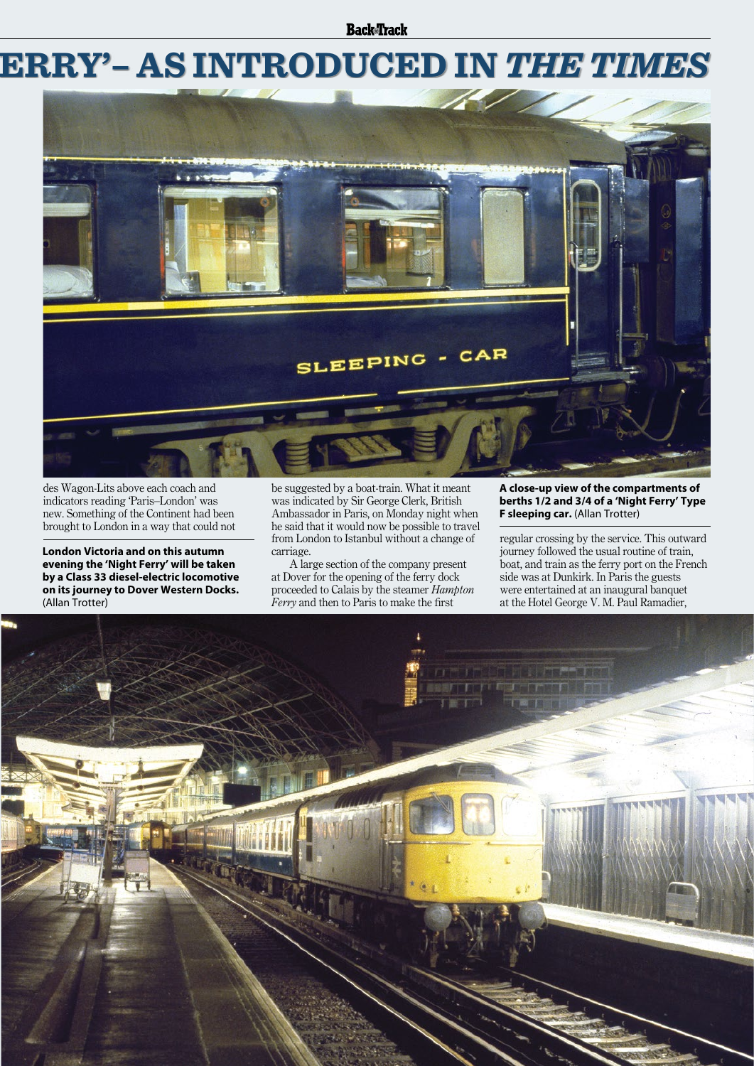# ERRY' – AS INTRODUCED IN *THE TIMES*

des Wagon-Lits above each coach and indicators reading 'Paris–London' was new. Something of the Continent had been brought to London in a way that could not be suggested by a boat-train. What it meant was indicated by Sir George Clerk, British Ambassador in Paris, on Monday night when he said that it would now be possible to travel from London to Istanbul without a change of carriage.

A large section of the company present at Dover for the opening of the ferry dock proceeded to Calais by the steamer *Hampton Ferry* and then to Paris to make the first regular crossing by the service. This outward journey followed the usual routine of train, boat, and train as the ferry port on the French side was at Dunkirk. In Paris the guests were entertained at an inaugural banquet at the Hotel George V. M. Paul Ramadier,

**London Victoria and on this autumn evening the 'Night Ferry' will be taken by a Class 33 diesel-electric locomotive on its journey to Dover Western Docks.** (Allan Trotter)

**A close-up view of the compartments of berths 1/2 and 3/4 of a 'Night Ferry' Type F sleeping car.** (Allan Trotter)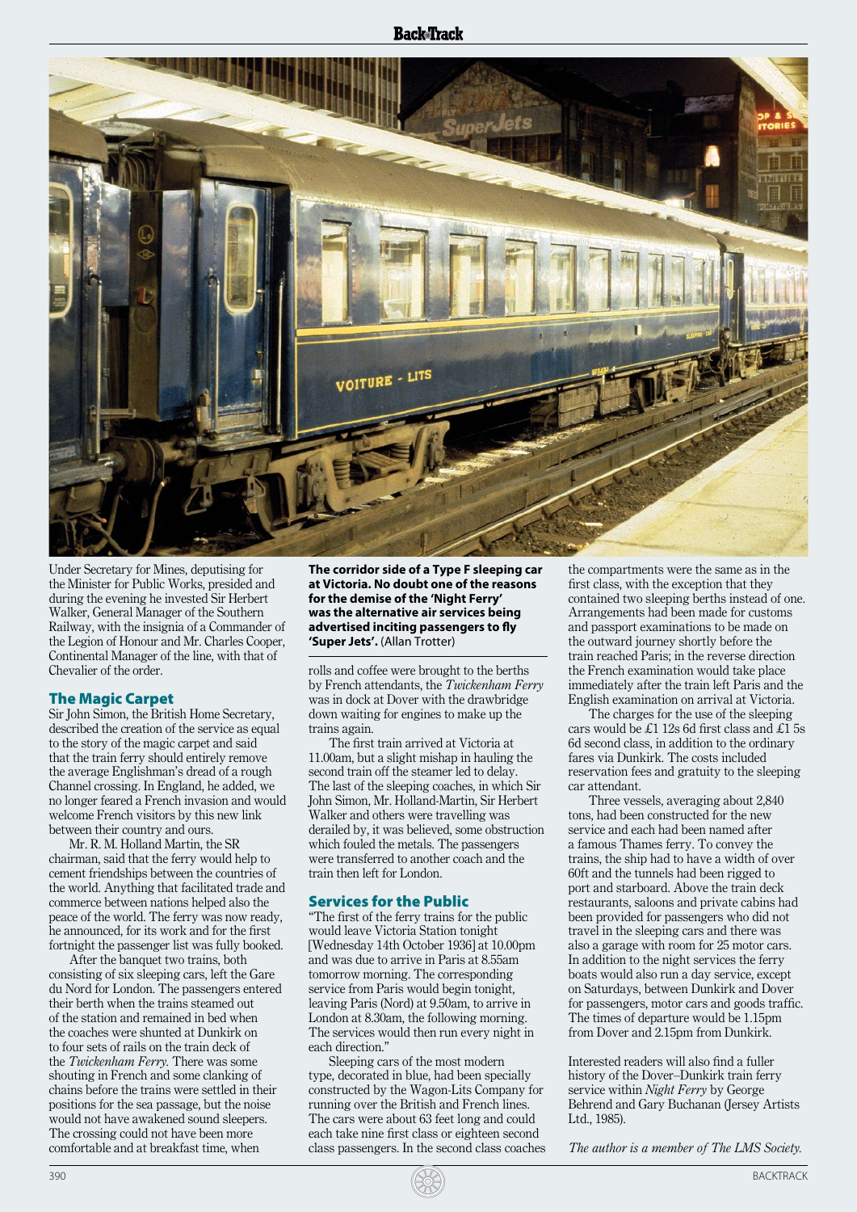Under Secretary for Mines, deputising for the Minister for Public Works, presided and during the evening he invested Sir Herbert Walker, General Manager of the Southern Railway, with the insignia of a Commander of the Legion of Honour and Mr. Charles Cooper, Continental Manager of the line, with that of Chevalier of the order.

## The Magic Carpet

Sir John Simon, the British Home Secretary, described the creation of the service as equal to the story of the magic carpet and said that the train ferry should entirely remove the average Englishman's dread of a rough Channel crossing. In England, he added, we no longer feared a French invasion and would welcome French visitors by this new link between their country and ours.

Mr. R. M. Holland Martin, the SR chairman, said that the ferry would help to cement friendships between the countries of the world. Anything that facilitated trade and commerce between nations helped also the peace of the world. The ferry was now ready, he announced, for its work and for the first fortnight the passenger list was fully booked.

After the banquet two trains, both consisting of six sleeping cars, left the Gare du Nord for London. The passengers entered their berth when the trains steamed out of the station and remained in bed when the coaches were shunted at Dunkirk on to four sets of rails on the train deck of the *Twickenham Ferry*. There was some shouting in French and some clanking of chains before the trains were settled in their positions for the sea passage, but the noise would not have awakened sound sleepers. The crossing could not have been more comfortable and at breakfast time, when

**The corridor side of a Type F sleeping car at Victoria. No doubt one of the reasons for the demise of the 'Night Ferry' was the alternative air services being advertised inciting passengers to fly 'Super Jets'.** (Allan Trotter)

rolls and coffee were brought to the berths by French attendants, the *Twickenham Ferry* was in dock at Dover with the drawbridge down waiting for engines to make up the trains again.

The first train arrived at Victoria at 11.00am, but a slight mishap in hauling the second train off the steamer led to delay. The last of the sleeping coaches, in which Sir John Simon, Mr. Holland-Martin, Sir Herbert Walker and others were travelling was derailed by, it was believed, some obstruction which fouled the metals. The passengers were transferred to another coach and the train then left for London.

## Services for the Public

"The first of the ferry trains for the public would leave Victoria Station tonight [Wednesday 14th October 1936] at 10.00pm and was due to arrive in Paris at 8.55am tomorrow morning. The corresponding service from Paris would begin tonight, leaving Paris (Nord) at 9.50am, to arrive in London at 8.30am, the following morning. The services would then run every night in each direction."

Sleeping cars of the most modern type, decorated in blue, had been specially constructed by the Wagon-Lits Company for running over the British and French lines. The cars were about 63 feet long and could each take nine first class or eighteen second class passengers. In the second class coaches the compartments were the same as in the first class, with the exception that they contained two sleeping berths instead of one. Arrangements had been made for customs and passport examinations to be made on the outward journey shortly before the train reached Paris; in the reverse direction the French examination would take place immediately after the train left Paris and the English examination on arrival at Victoria.

The charges for the use of the sleeping cars would be £1 12s 6d first class and £1 5s 6d second class, in addition to the ordinary fares via Dunkirk. The costs included reservation fees and gratuity to the sleeping car attendant.

Three vessels, averaging about 2,840 tons, had been constructed for the new service and each had been named after a famous Thames ferry. To convey the trains, the ship had to have a width of over 60ft and the tunnels had been rigged to port and starboard. Above the train deck restaurants, saloons and private cabins had been provided for passengers who did not travel in the sleeping cars and there was also a garage with room for 25 motor cars. In addition to the night services the ferry boats would also run a day service, except on Saturdays, between Dunkirk and Dover for passengers, motor cars and goods traffic. The times of departure would be 1.15pm from Dover and 2.15pm from Dunkirk.

Interested readers will also find a fuller history of the Dover–Dunkirk train ferry service within *Night Ferry* by George Behrend and Gary Buchanan (Jersey Artists Ltd., 1985).

*The author is a member of The LMS Society.*